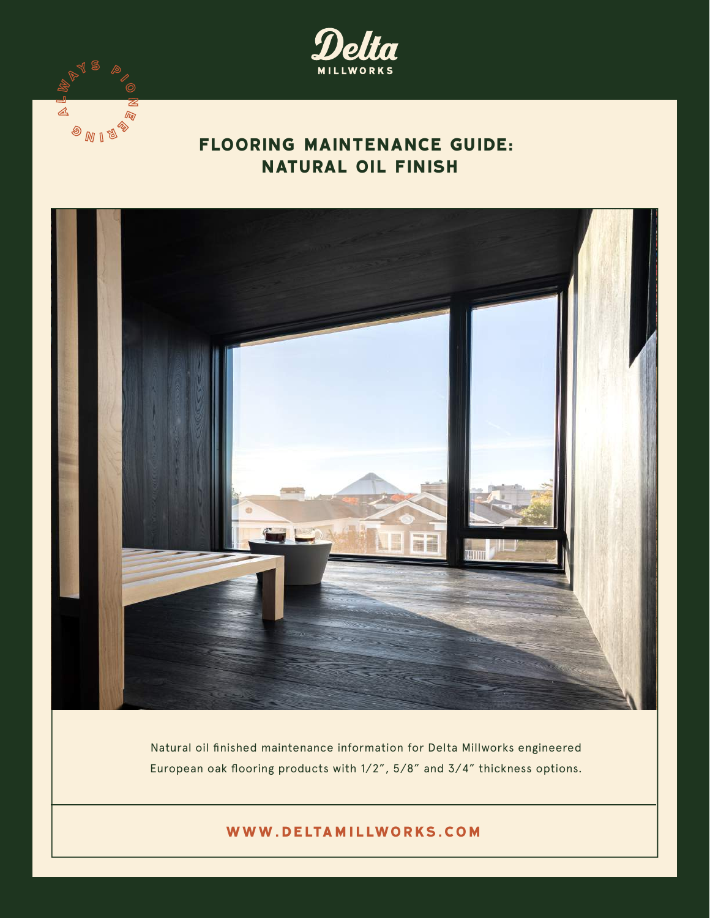Delta

MILLWORKS

ALWAYS PIONEERING

# FLOORING MAINTENANCE GUIDE: NATURAL OIL FINISH

Natural oil finished maintenance information for Delta Millworks engineered European oak flooring products with 1/2", 5/8" and 3/4" thickness options.

WWW.DELTAMILLWORKS.COM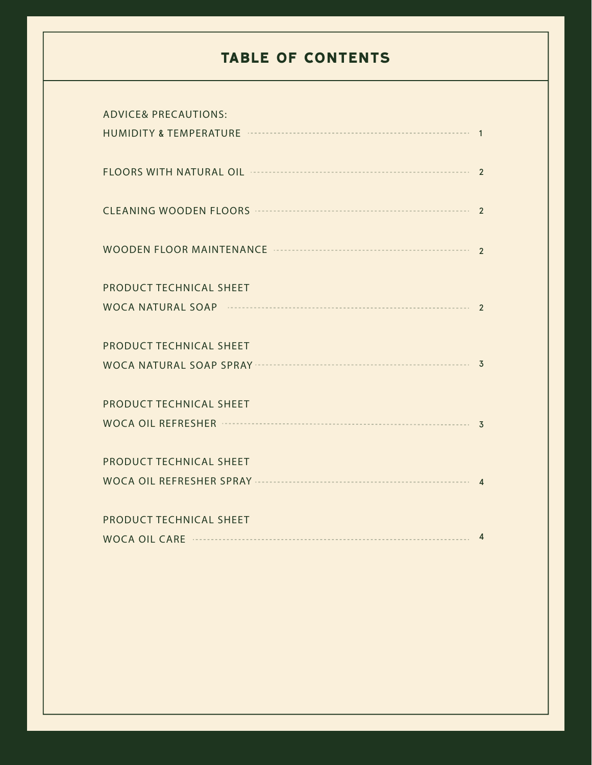# TABLE OF CONTENTS

ADVICE& PRECAUTIONS:
HUMIDITY & TEMPERATURE ........ 1

FLOORS WITH NATURAL OIL ........ 2

CLEANING WOODEN FLOORS ........ 2

WOODEN FLOOR MAINTENANCE ........ 2

PRODUCT TECHNICAL SHEET
WOCA NATURAL SOAP ........ 2

PRODUCT TECHNICAL SHEET
WOCA NATURAL SOAP SPRAY ........ 3

PRODUCT TECHNICAL SHEET
WOCA OIL REFRESHER ........ 3

PRODUCT TECHNICAL SHEET
WOCA OIL REFRESHER SPRAY ........ 4

PRODUCT TECHNICAL SHEET
WOCA OIL CARE ........ 4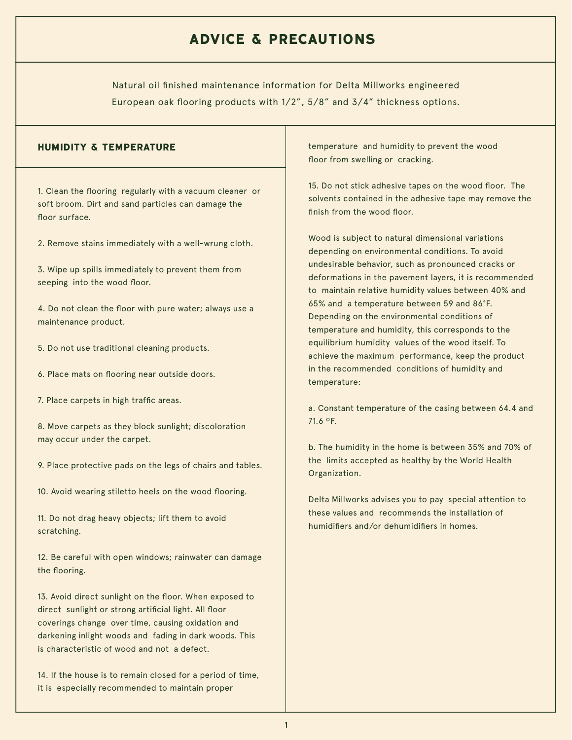# ADVICE & PRECAUTIONS

Natural oil finished maintenance information for Delta Millworks engineered European oak flooring products with 1/2", 5/8" and 3/4" thickness options.

## HUMIDITY & TEMPERATURE

1. Clean the flooring regularly with a vacuum cleaner or soft broom. Dirt and sand particles can damage the floor surface.

2. Remove stains immediately with a well-wrung cloth.

3. Wipe up spills immediately to prevent them from seeping into the wood floor.

4. Do not clean the floor with pure water; always use a maintenance product.

5. Do not use traditional cleaning products.

6. Place mats on flooring near outside doors.

7. Place carpets in high traffic areas.

8. Move carpets as they block sunlight; discoloration may occur under the carpet.

9. Place protective pads on the legs of chairs and tables.

10. Avoid wearing stiletto heels on the wood flooring.

11. Do not drag heavy objects; lift them to avoid scratching.

12. Be careful with open windows; rainwater can damage the flooring.

13. Avoid direct sunlight on the floor. When exposed to direct sunlight or strong artificial light. All floor coverings change over time, causing oxidation and darkening inlight woods and fading in dark woods. This is characteristic of wood and not a defect.

14. If the house is to remain closed for a period of time, it is especially recommended to maintain proper temperature and humidity to prevent the wood floor from swelling or cracking.

15. Do not stick adhesive tapes on the wood floor. The solvents contained in the adhesive tape may remove the finish from the wood floor.

Wood is subject to natural dimensional variations depending on environmental conditions. To avoid undesirable behavior, such as pronounced cracks or deformations in the pavement layers, it is recommended to maintain relative humidity values between 40% and 65% and a temperature between 59 and 86°F. Depending on the environmental conditions of temperature and humidity, this corresponds to the equilibrium humidity values of the wood itself. To achieve the maximum performance, keep the product in the recommended conditions of humidity and temperature:

a. Constant temperature of the casing between 64.4 and 71.6 ºF.

b. The humidity in the home is between 35% and 70% of the limits accepted as healthy by the World Health Organization.

Delta Millworks advises you to pay special attention to these values and recommends the installation of humidifiers and/or dehumidifiers in homes.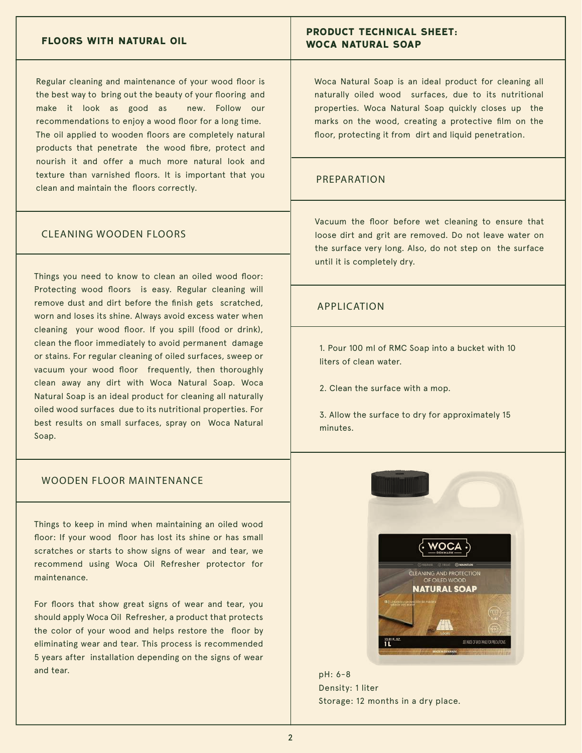## FLOORS WITH NATURAL OIL

Regular cleaning and maintenance of your wood floor is the best way to bring out the beauty of your flooring and make it look as good as new. Follow our recommendations to enjoy a wood floor for a long time. The oil applied to wooden floors are completely natural products that penetrate the wood fibre, protect and nourish it and offer a much more natural look and texture than varnished floors. It is important that you clean and maintain the floors correctly.

### CLEANING WOODEN FLOORS

Things you need to know to clean an oiled wood floor: Protecting wood floors is easy. Regular cleaning will remove dust and dirt before the finish gets scratched, worn and loses its shine. Always avoid excess water when cleaning your wood floor. If you spill (food or drink), clean the floor immediately to avoid permanent damage or stains. For regular cleaning of oiled surfaces, sweep or vacuum your wood floor frequently, then thoroughly clean away any dirt with Woca Natural Soap. Woca Natural Soap is an ideal product for cleaning all naturally oiled wood surfaces due to its nutritional properties. For best results on small surfaces, spray on Woca Natural Soap.

### WOODEN FLOOR MAINTENANCE

Things to keep in mind when maintaining an oiled wood floor: If your wood floor has lost its shine or has small scratches or starts to show signs of wear and tear, we recommend using Woca Oil Refresher protector for maintenance.

For floors that show great signs of wear and tear, you should apply Woca Oil Refresher, a product that protects the color of your wood and helps restore the floor by eliminating wear and tear. This process is recommended 5 years after installation depending on the signs of wear and tear.

## PRODUCT TECHNICAL SHEET: WOCA NATURAL SOAP

Woca Natural Soap is an ideal product for cleaning all naturally oiled wood surfaces, due to its nutritional properties. Woca Natural Soap quickly closes up the marks on the wood, creating a protective film on the floor, protecting it from dirt and liquid penetration.

### PREPARATION

Vacuum the floor before wet cleaning to ensure that loose dirt and grit are removed. Do not leave water on the surface very long. Also, do not step on the surface until it is completely dry.

### APPLICATION

1. Pour 100 ml of RMC Soap into a bucket with 10 liters of clean water.

2. Clean the surface with a mop.

3. Allow the surface to dry for approximately 15 minutes.

pH: 6-8
Density: 1 liter
Storage: 12 months in a dry place.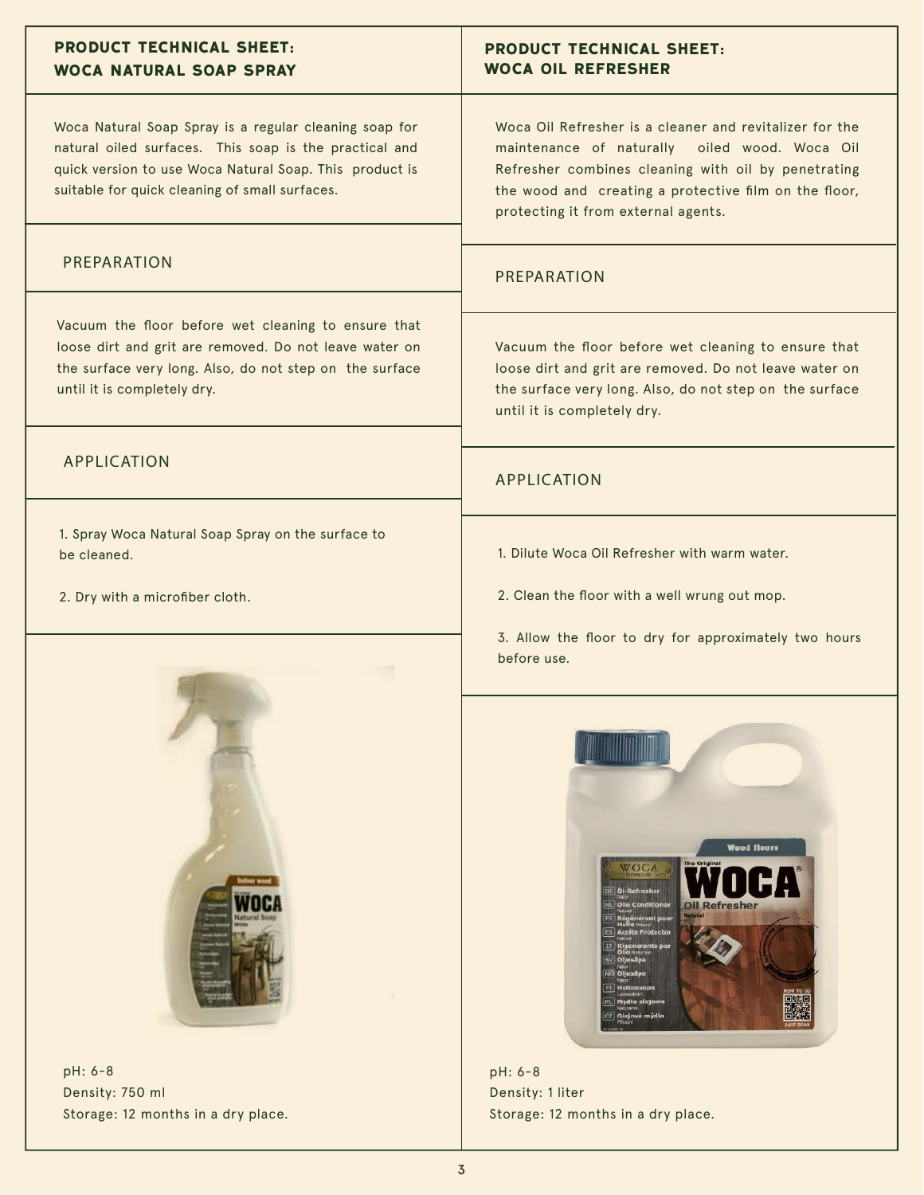## PRODUCT TECHNICAL SHEET: WOCA NATURAL SOAP SPRAY

Woca Natural Soap Spray is a regular cleaning soap for natural oiled surfaces. This soap is the practical and quick version to use Woca Natural Soap. This product is suitable for quick cleaning of small surfaces.

### PREPARATION

Vacuum the floor before wet cleaning to ensure that loose dirt and grit are removed. Do not leave water on the surface very long. Also, do not step on the surface until it is completely dry.

### APPLICATION

1. Spray Woca Natural Soap Spray on the surface to be cleaned.

2. Dry with a microfiber cloth.

pH: 6-8
Density: 750 ml
Storage: 12 months in a dry place.

## PRODUCT TECHNICAL SHEET: WOCA OIL REFRESHER

Woca Oil Refresher is a cleaner and revitalizer for the maintenance of naturally oiled wood. Woca Oil Refresher combines cleaning with oil by penetrating the wood and creating a protective film on the floor, protecting it from external agents.

### PREPARATION

Vacuum the floor before wet cleaning to ensure that loose dirt and grit are removed. Do not leave water on the surface very long. Also, do not step on the surface until it is completely dry.

### APPLICATION

1. Dilute Woca Oil Refresher with warm water.

2. Clean the floor with a well wrung out mop.

3. Allow the floor to dry for approximately two hours before use.

pH: 6-8
Density: 1 liter
Storage: 12 months in a dry place.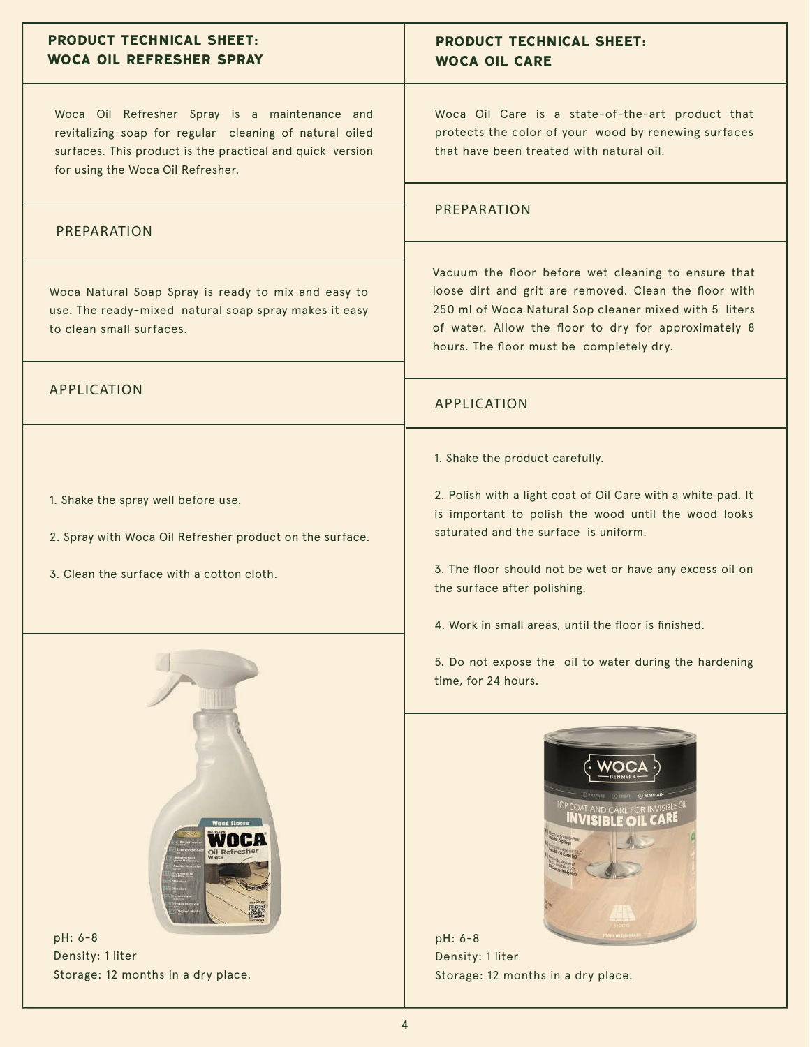## PRODUCT TECHNICAL SHEET: WOCA OIL REFRESHER SPRAY

Woca Oil Refresher Spray is a maintenance and revitalizing soap for regular cleaning of natural oiled surfaces. This product is the practical and quick version for using the Woca Oil Refresher.

### PREPARATION

Woca Natural Soap Spray is ready to mix and easy to use. The ready-mixed natural soap spray makes it easy to clean small surfaces.

### APPLICATION

1. Shake the spray well before use.

2. Spray with Woca Oil Refresher product on the surface.

3. Clean the surface with a cotton cloth.

pH: 6-8
Density: 1 liter
Storage: 12 months in a dry place.

## PRODUCT TECHNICAL SHEET: WOCA OIL CARE

Woca Oil Care is a state-of-the-art product that protects the color of your wood by renewing surfaces that have been treated with natural oil.

### PREPARATION

Vacuum the floor before wet cleaning to ensure that loose dirt and grit are removed. Clean the floor with 250 ml of Woca Natural Sop cleaner mixed with 5 liters of water. Allow the floor to dry for approximately 8 hours. The floor must be completely dry.

### APPLICATION

1. Shake the product carefully.

2. Polish with a light coat of Oil Care with a white pad. It is important to polish the wood until the wood looks saturated and the surface is uniform.

3. The floor should not be wet or have any excess oil on the surface after polishing.

4. Work in small areas, until the floor is finished.

5. Do not expose the oil to water during the hardening time, for 24 hours.

pH: 6-8
Density: 1 liter
Storage: 12 months in a dry place.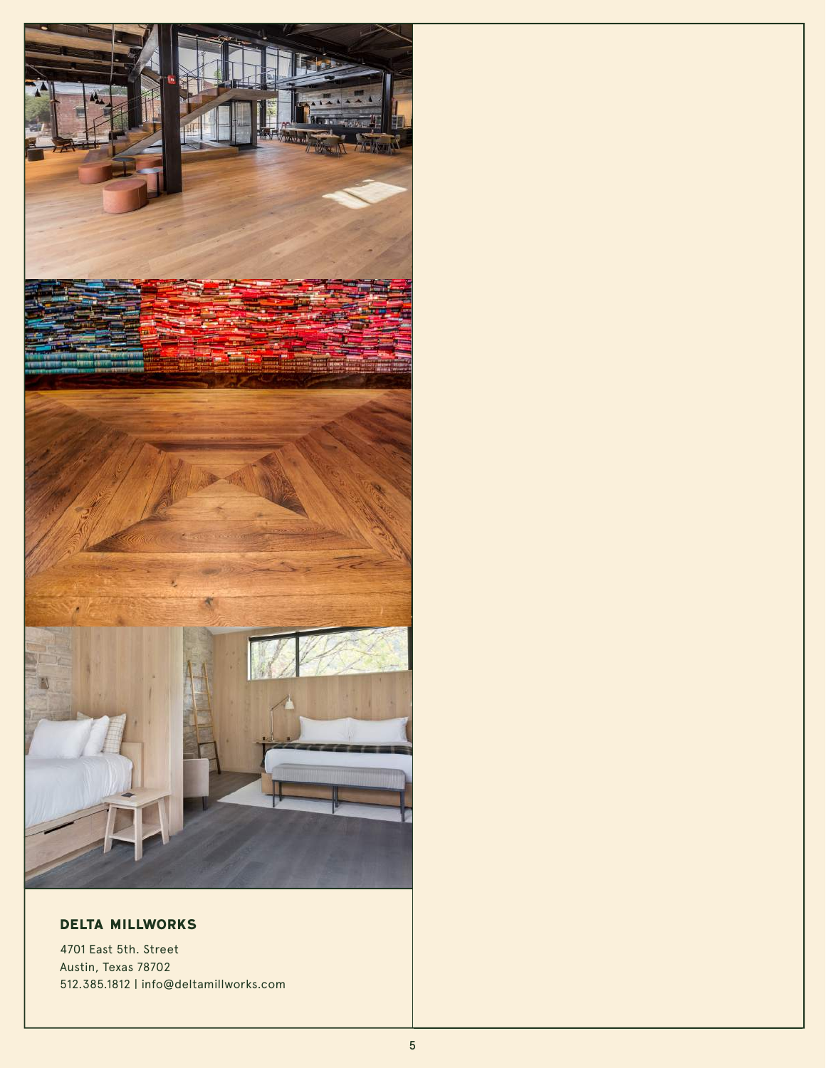## DELTA MILLWORKS

4701 East 5th. Street
Austin, Texas 78702
512.385.1812 | info@deltamillworks.com